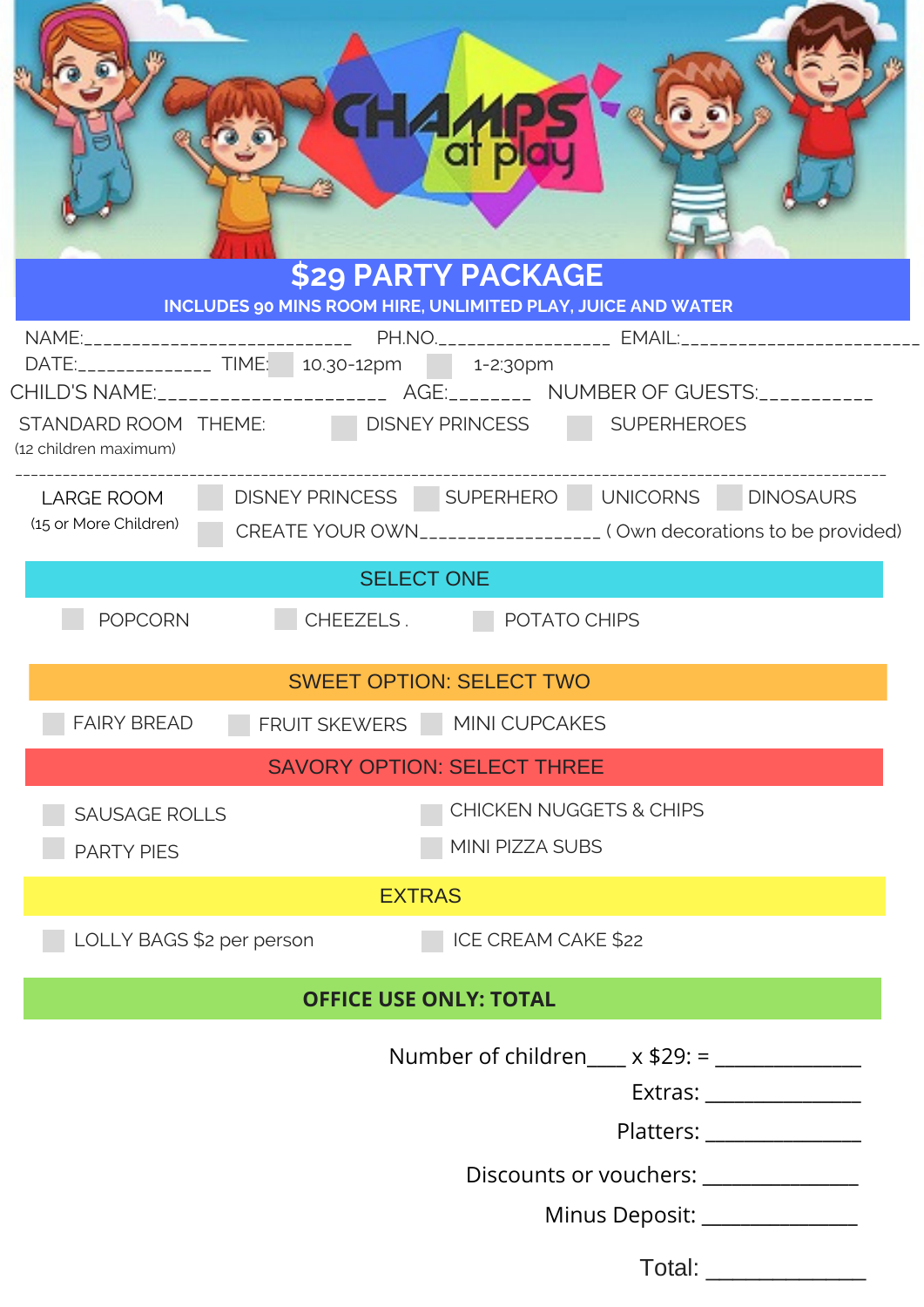CHAMPS at play

# $29 PARTY PACKAGE

**INCLUDES 90 MINS ROOM HIRE, UNLIMITED PLAY, JUICE AND WATER**

NAME:___________________________ PH.NO.________________ EMAIL:________________________

DATE:_____________ TIME: ☐ 10.30-12pm ☐ 1-2:30pm

CHILD'S NAME:______________________ AGE:________ NUMBER OF GUESTS:___________

STANDARD ROOM (12 children maximum) THEME: ☐ DISNEY PRINCESS ☐ SUPERHEROES

---

LARGE ROOM (15 or More Children) ☐ DISNEY PRINCESS ☐ SUPERHERO ☐ UNICORNS ☐ DINOSAURS

☐ CREATE YOUR OWN__________________ ( Own decorations to be provided)

## SELECT ONE

☐ POPCORN ☐ CHEEZELS . ☐ POTATO CHIPS

## SWEET OPTION: SELECT TWO

☐ FAIRY BREAD ☐ FRUIT SKEWERS ☐ MINI CUPCAKES

## SAVORY OPTION: SELECT THREE

☐ SAUSAGE ROLLS ☐ CHICKEN NUGGETS & CHIPS

☐ PARTY PIES ☐ MINI PIZZA SUBS

## EXTRAS

☐ LOLLY BAGS $2 per person ☐ ICE CREAM CAKE $22

## OFFICE USE ONLY: TOTAL

Number of children____ x $29: = _____________

Extras: _____________

Platters: _____________

Discounts or vouchers: _____________

Minus Deposit: _____________

Total: _____________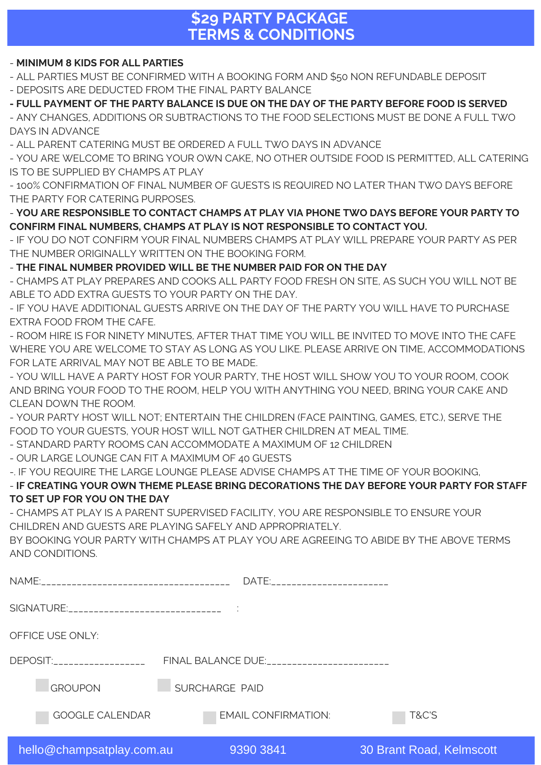# $29 PARTY PACKAGE
# TERMS & CONDITIONS

- **MINIMUM 8 KIDS FOR ALL PARTIES**
- ALL PARTIES MUST BE CONFIRMED WITH A BOOKING FORM AND $50 NON REFUNDABLE DEPOSIT
- DEPOSITS ARE DEDUCTED FROM THE FINAL PARTY BALANCE
- **FULL PAYMENT OF THE PARTY BALANCE IS DUE ON THE DAY OF THE PARTY BEFORE FOOD IS SERVED**
- ANY CHANGES, ADDITIONS OR SUBTRACTIONS TO THE FOOD SELECTIONS MUST BE DONE A FULL TWO DAYS IN ADVANCE
- ALL PARENT CATERING MUST BE ORDERED A FULL TWO DAYS IN ADVANCE
- YOU ARE WELCOME TO BRING YOUR OWN CAKE, NO OTHER OUTSIDE FOOD IS PERMITTED, ALL CATERING IS TO BE SUPPLIED BY CHAMPS AT PLAY
- 100% CONFIRMATION OF FINAL NUMBER OF GUESTS IS REQUIRED NO LATER THAN TWO DAYS BEFORE THE PARTY FOR CATERING PURPOSES.
- **YOU ARE RESPONSIBLE TO CONTACT CHAMPS AT PLAY VIA PHONE TWO DAYS BEFORE YOUR PARTY TO CONFIRM FINAL NUMBERS, CHAMPS AT PLAY IS NOT RESPONSIBLE TO CONTACT YOU.**
- IF YOU DO NOT CONFIRM YOUR FINAL NUMBERS CHAMPS AT PLAY WILL PREPARE YOUR PARTY AS PER THE NUMBER ORIGINALLY WRITTEN ON THE BOOKING FORM.
- **THE FINAL NUMBER PROVIDED WILL BE THE NUMBER PAID FOR ON THE DAY**
- CHAMPS AT PLAY PREPARES AND COOKS ALL PARTY FOOD FRESH ON SITE, AS SUCH YOU WILL NOT BE ABLE TO ADD EXTRA GUESTS TO YOUR PARTY ON THE DAY.
- IF YOU HAVE ADDITIONAL GUESTS ARRIVE ON THE DAY OF THE PARTY YOU WILL HAVE TO PURCHASE EXTRA FOOD FROM THE CAFE.
- ROOM HIRE IS FOR NINETY MINUTES, AFTER THAT TIME YOU WILL BE INVITED TO MOVE INTO THE CAFE WHERE YOU ARE WELCOME TO STAY AS LONG AS YOU LIKE. PLEASE ARRIVE ON TIME, ACCOMMODATIONS FOR LATE ARRIVAL MAY NOT BE ABLE TO BE MADE.
- YOU WILL HAVE A PARTY HOST FOR YOUR PARTY, THE HOST WILL SHOW YOU TO YOUR ROOM, COOK AND BRING YOUR FOOD TO THE ROOM, HELP YOU WITH ANYTHING YOU NEED, BRING YOUR CAKE AND CLEAN DOWN THE ROOM.
- YOUR PARTY HOST WILL NOT; ENTERTAIN THE CHILDREN (FACE PAINTING, GAMES, ETC.), SERVE THE FOOD TO YOUR GUESTS, YOUR HOST WILL NOT GATHER CHILDREN AT MEAL TIME.
- STANDARD PARTY ROOMS CAN ACCOMMODATE A MAXIMUM OF 12 CHILDREN
- OUR LARGE LOUNGE CAN FIT A MAXIMUM OF 40 GUESTS
-. IF YOU REQUIRE THE LARGE LOUNGE PLEASE ADVISE CHAMPS AT THE TIME OF YOUR BOOKING,
- **IF CREATING YOUR OWN THEME PLEASE BRING DECORATIONS THE DAY BEFORE YOUR PARTY FOR STAFF TO SET UP FOR YOU ON THE DAY**
- CHAMPS AT PLAY IS A PARENT SUPERVISED FACILITY, YOU ARE RESPONSIBLE TO ENSURE YOUR CHILDREN AND GUESTS ARE PLAYING SAFELY AND APPROPRIATELY.

BY BOOKING YOUR PARTY WITH CHAMPS AT PLAY YOU ARE AGREEING TO ABIDE BY THE ABOVE TERMS AND CONDITIONS.

NAME:_____________________________________ DATE:______________________

SIGNATURE:_____________________________ :

OFFICE USE ONLY:

DEPOSIT:_________________ FINAL BALANCE DUE:_______________________

☐ GROUPON ☐ SURCHARGE PAID

☐ GOOGLE CALENDAR ☐ EMAIL CONFIRMATION: ☐ T&C'S

hello@champsatplay.com.au 9390 3841 30 Brant Road, Kelmscott